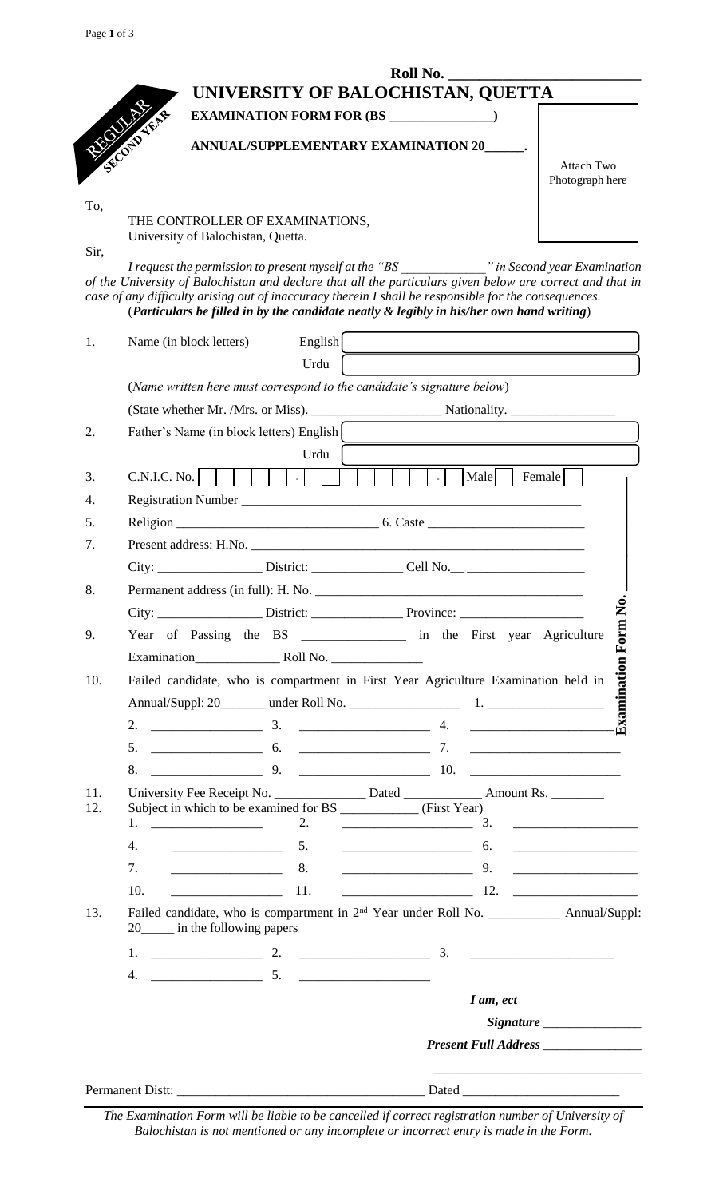Roll No. ____________________

# UNIVERSITY OF BALOCHISTAN, QUETTA

REGULAR SECOND YEAR

**EXAMINATION FORM FOR (BS ______________)**

**ANNUAL/SUPPLEMENTARY EXAMINATION 20______.**

Attach Two Photograph here

To,

THE CONTROLLER OF EXAMINATIONS,
University of Balochistan, Quetta.

Sir,

*I request the permission to present myself at the "BS ____________" in Second year Examination of the University of Balochistan and declare that all the particulars given below are correct and that in case of any difficulty arising out of inaccuracy therein I shall be responsible for the consequences.*
(***Particulars be filled in by the candidate neatly & legibly in his/her own hand writing***)

1. Name (in block letters) English ____________________
   Urdu ____________________
   (*Name written here must correspond to the candidate's signature below*)
   (State whether Mr. /Mrs. or Miss). ____________________ Nationality. ________________
2. Father's Name (in block letters) English ____________________
   Urdu ____________________
3. C.N.I.C. No. [ | | | | | - | | | | | | | - | ] Male [ ] Female [ ]
4. Registration Number ____________________
5. Religion ____________________ 6. Caste ____________________
7. Present address: H.No. ____________________
   City: ________________ District: ______________ Cell No.__ __________________
8. Permanent address (in full): H. No. ____________________
   City: ________________ District: ______________ Province: __________________
9. Year of Passing the BS ______________ in the First year Agriculture Examination____________ Roll No. ______________
10. Failed candidate, who is compartment in First Year Agriculture Examination held in Annual/Suppl: 20_______ under Roll No. ________________ 1. _________________
    2. ________________ 3. ________________ 4. ________________
    5. ________________ 6. ________________ 7. ________________
    8. ________________ 9. ________________ 10. ________________
11. University Fee Receipt No. ______________ Dated ____________ Amount Rs. ________
12. Subject in which to be examined for BS ___________ (First Year)
    1. ________________ 2. ________________ 3. ________________
    4. ________________ 5. ________________ 6. ________________
    7. ________________ 8. ________________ 9. ________________
    10. ________________ 11. ________________ 12. ________________
13. Failed candidate, who is compartment in 2nd Year under Roll No. ___________ Annual/Suppl: 20_____ in the following papers
    1. ________________ 2. ________________ 3. ________________
    4. ________________ 5. ________________

Examination Form No.

*I am, ect*

***Signature*** _______________

***Present Full Address*** _______________

_______________________________

Permanent Distt: ____________________________________ Dated ________________________

*The Examination Form will be liable to be cancelled if correct registration number of University of Balochistan is not mentioned or any incomplete or incorrect entry is made in the Form.*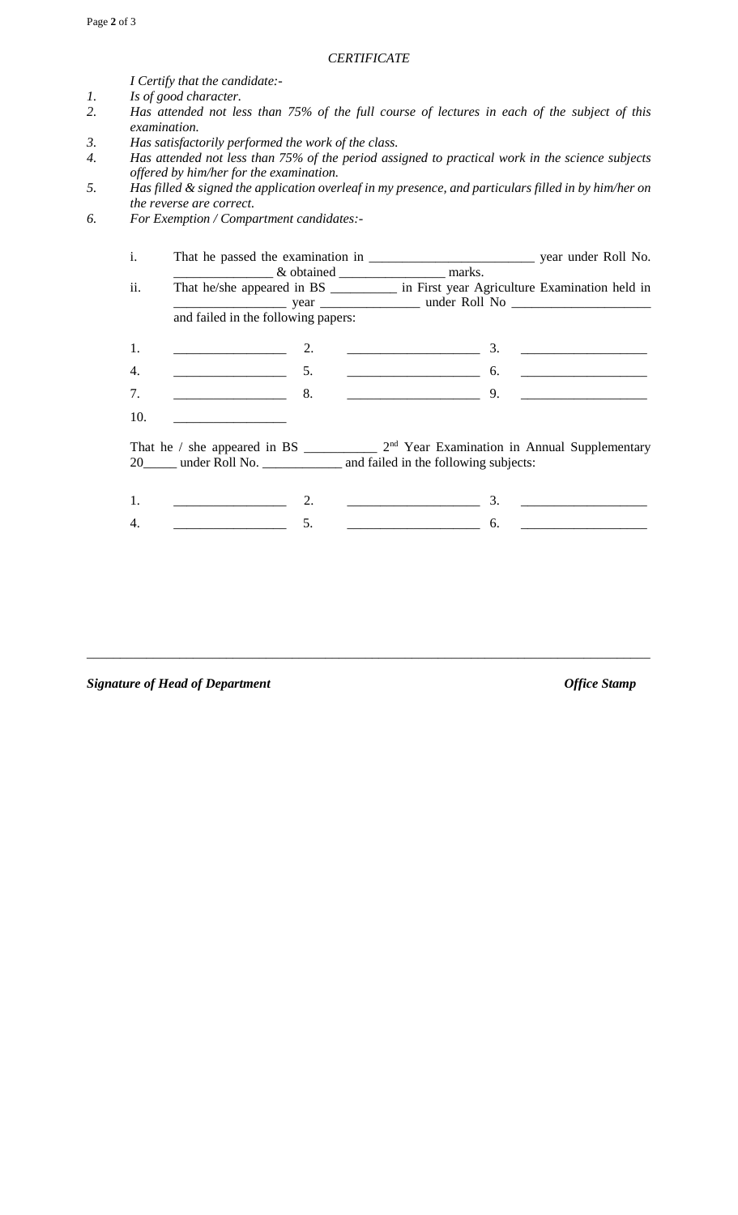*CERTIFICATE*

*I Certify that the candidate:-*

1. *Is of good character.*
2. *Has attended not less than 75% of the full course of lectures in each of the subject of this examination.*
3. *Has satisfactorily performed the work of the class.*
4. *Has attended not less than 75% of the period assigned to practical work in the science subjects offered by him/her for the examination.*
5. *Has filled & signed the application overleaf in my presence, and particulars filled in by him/her on the reverse are correct.*
6. *For Exemption / Compartment candidates:-*

i. That he passed the examination in _________________________ year under Roll No. _______________ & obtained ________________ marks.

ii. That he/she appeared in BS __________ in First year Agriculture Examination held in _________________ year _______________ under Roll No _____________________ and failed in the following papers:

| | | | | | |
|---|---|---|---|---|---|
| 1. | _________________ | 2. | ____________________ | 3. | ___________________ |
| 4. | _________________ | 5. | ____________________ | 6. | ___________________ |
| 7. | _________________ | 8. | ____________________ | 9. | ___________________ |
| 10. | _________________ | | | | |

That he / she appeared in BS ___________ $2^{nd}$ Year Examination in Annual Supplementary 20_____ under Roll No. ____________ and failed in the following subjects:

| | | | | | |
|---|---|---|---|---|---|
| 1. | _________________ | 2. | ____________________ | 3. | ___________________ |
| 4. | _________________ | 5. | ____________________ | 6. | ___________________ |

**_Signature of Head of Department_** **_Office Stamp_**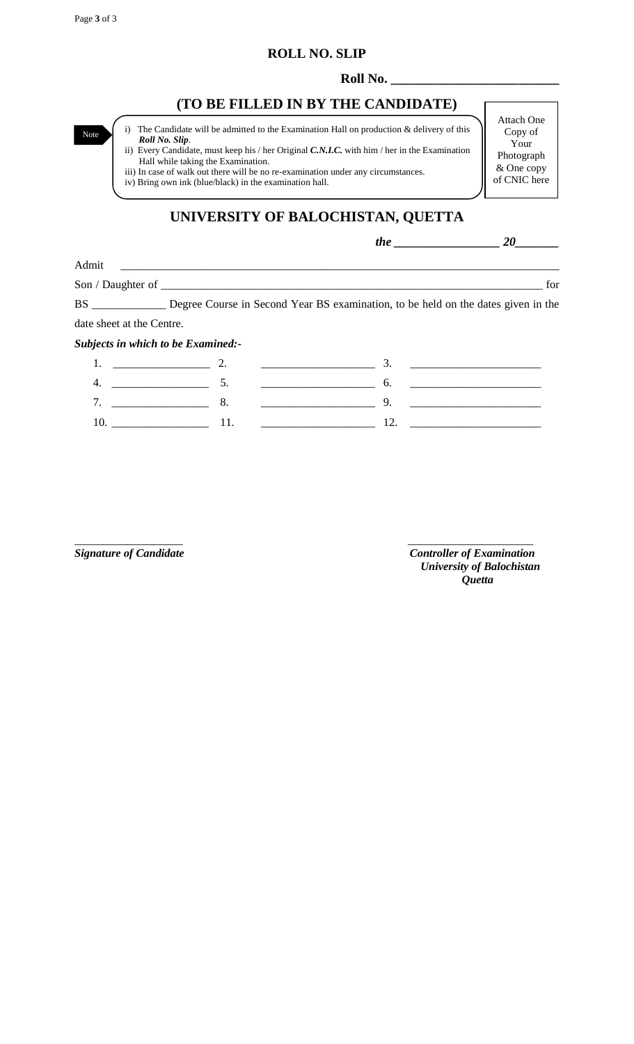# ROLL NO. SLIP

**Roll No. ________________________**

## (TO BE FILLED IN BY THE CANDIDATE)

Note

i) The Candidate will be admitted to the Examination Hall on production & delivery of this ***Roll No. Slip***.
ii) Every Candidate, must keep his / her Original ***C.N.I.C.*** with him / her in the Examination Hall while taking the Examination.
iii) In case of walk out there will be no re-examination under any circumstances.
iv) Bring own ink (blue/black) in the examination hall.

Attach One Copy of Your Photograph & One copy of CNIC here

## UNIVERSITY OF BALOCHISTAN, QUETTA

***the _______________ 20_______***

Admit ___________________________________________________________________________

Son / Daughter of ___________________________________________________________ for

BS ____________ Degree Course in Second Year BS examination, to be held on the dates given in the date sheet at the Centre.

***Subjects in which to be Examined:-***

1. ________________ 2. ___________________ 3. _____________________
4. ________________ 5. ___________________ 6. _____________________
7. ________________ 8. ___________________ 9. _____________________
10. ________________ 11. ___________________ 12. _____________________

__________________

***Signature of Candidate***

____________________

***Controller of Examination***
***University of Balochistan***
***Quetta***